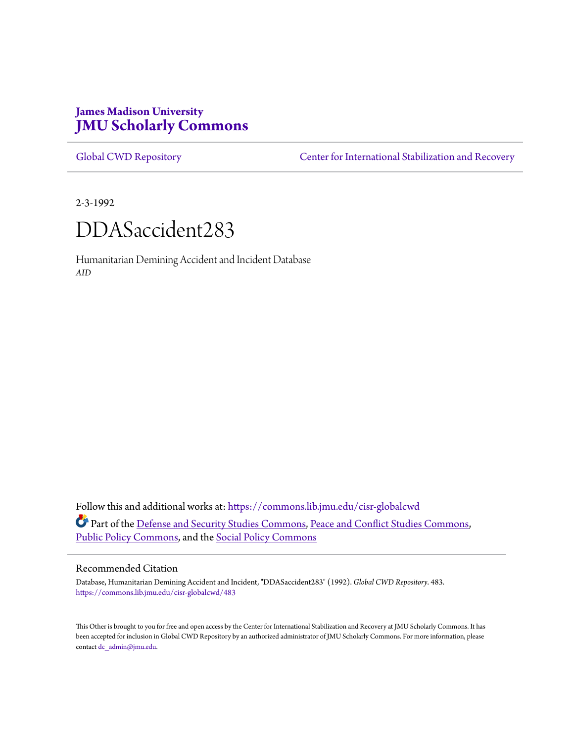**James Madison University**
# JMU Scholarly Commons

Global CWD Repository | Center for International Stabilization and Recovery

2-3-1992

# DDASaccident283

Humanitarian Demining Accident and Incident Database
*AID*

Follow this and additional works at: https://commons.lib.jmu.edu/cisr-globalcwd

Part of the Defense and Security Studies Commons, Peace and Conflict Studies Commons, Public Policy Commons, and the Social Policy Commons

## Recommended Citation

Database, Humanitarian Demining Accident and Incident, "DDASaccident283" (1992). *Global CWD Repository*. 483.
https://commons.lib.jmu.edu/cisr-globalcwd/483

This Other is brought to you for free and open access by the Center for International Stabilization and Recovery at JMU Scholarly Commons. It has been accepted for inclusion in Global CWD Repository by an authorized administrator of JMU Scholarly Commons. For more information, please contact dc_admin@jmu.edu.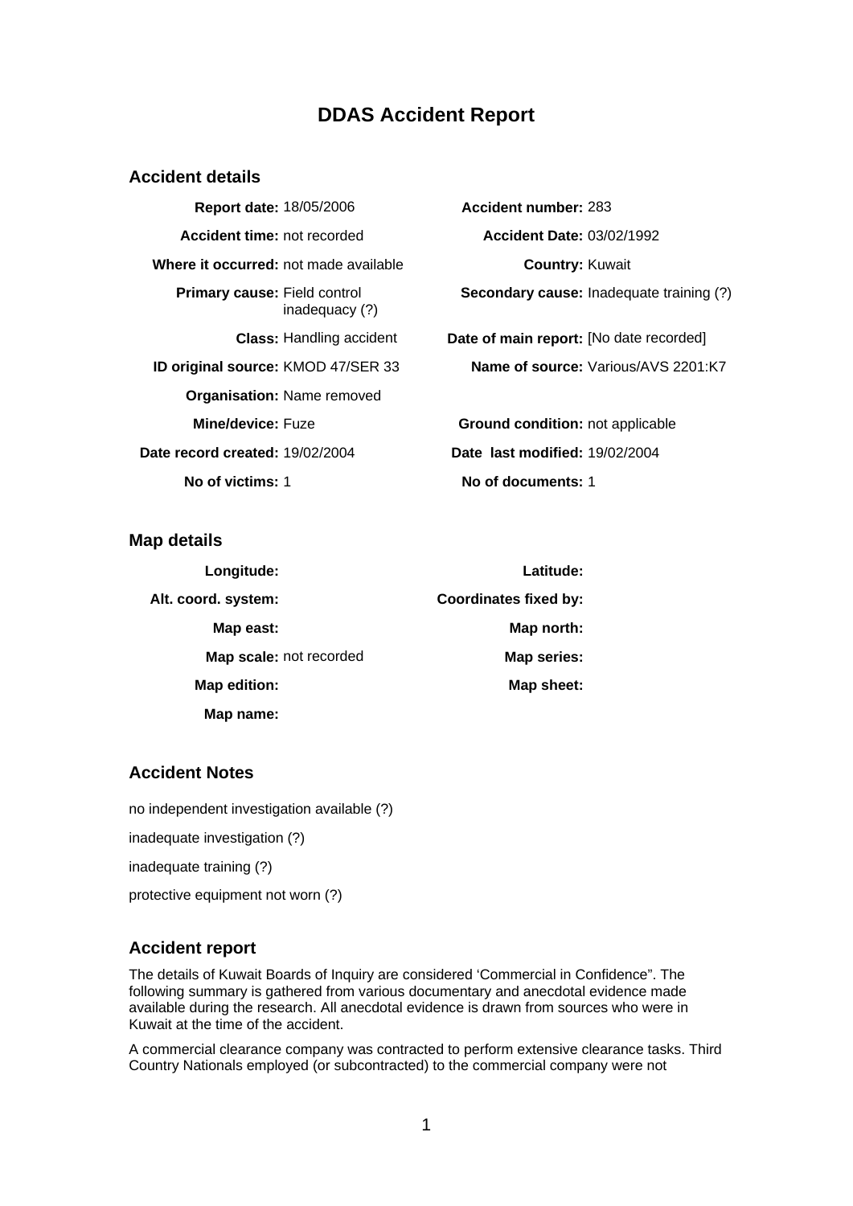# DDAS Accident Report

## Accident details

| | | | |
|---|---|---|---|
| **Report date:** | 18/05/2006 | **Accident number:** | 283 |
| **Accident time:** | not recorded | **Accident Date:** | 03/02/1992 |
| **Where it occurred:** | not made available | **Country:** | Kuwait |
| **Primary cause:** | Field control inadequacy (?) | **Secondary cause:** | Inadequate training (?) |
| **Class:** | Handling accident | **Date of main report:** | [No date recorded] |
| **ID original source:** | KMOD 47/SER 33 | **Name of source:** | Various/AVS 2201:K7 |
| **Organisation:** | Name removed | | |
| **Mine/device:** | Fuze | **Ground condition:** | not applicable |
| **Date record created:** | 19/02/2004 | **Date last modified:** | 19/02/2004 |
| **No of victims:** | 1 | **No of documents:** | 1 |

## Map details

| | | | |
|---|---|---|---|
| **Longitude:** | | **Latitude:** | |
| **Alt. coord. system:** | | **Coordinates fixed by:** | |
| **Map east:** | | **Map north:** | |
| **Map scale:** | not recorded | **Map series:** | |
| **Map edition:** | | **Map sheet:** | |
| **Map name:** | | | |

## Accident Notes

no independent investigation available (?)

inadequate investigation (?)

inadequate training (?)

protective equipment not worn (?)

## Accident report

The details of Kuwait Boards of Inquiry are considered 'Commercial in Confidence". The following summary is gathered from various documentary and anecdotal evidence made available during the research. All anecdotal evidence is drawn from sources who were in Kuwait at the time of the accident.

A commercial clearance company was contracted to perform extensive clearance tasks. Third Country Nationals employed (or subcontracted) to the commercial company were not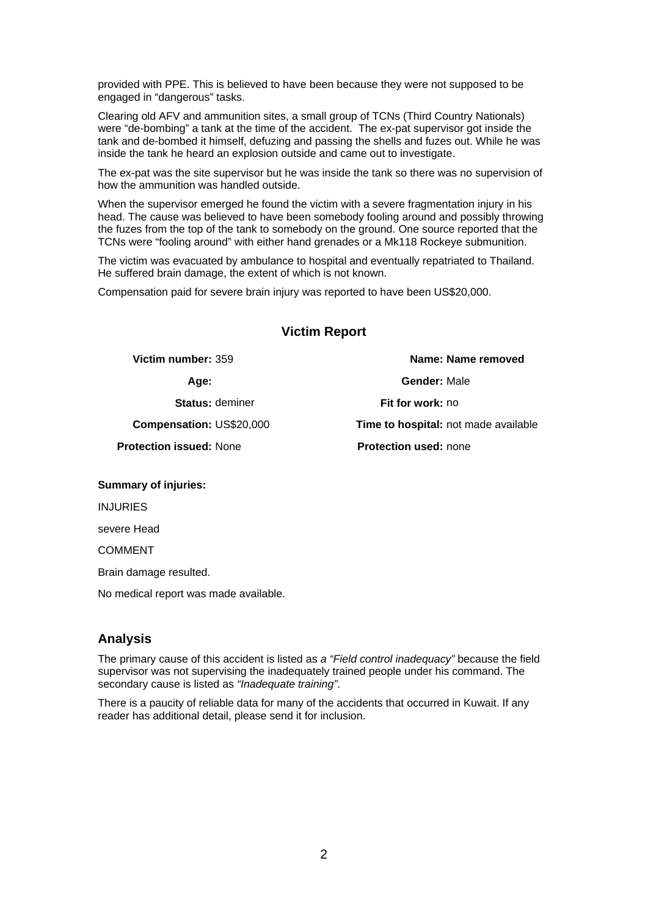provided with PPE. This is believed to have been because they were not supposed to be engaged in "dangerous" tasks.

Clearing old AFV and ammunition sites, a small group of TCNs (Third Country Nationals) were "de-bombing" a tank at the time of the accident. The ex-pat supervisor got inside the tank and de-bombed it himself, defuzing and passing the shells and fuzes out. While he was inside the tank he heard an explosion outside and came out to investigate.

The ex-pat was the site supervisor but he was inside the tank so there was no supervision of how the ammunition was handled outside.

When the supervisor emerged he found the victim with a severe fragmentation injury in his head. The cause was believed to have been somebody fooling around and possibly throwing the fuzes from the top of the tank to somebody on the ground. One source reported that the TCNs were "fooling around" with either hand grenades or a Mk118 Rockeye submunition.

The victim was evacuated by ambulance to hospital and eventually repatriated to Thailand. He suffered brain damage, the extent of which is not known.

Compensation paid for severe brain injury was reported to have been US$20,000.

### Victim Report

| | |
|---|---|
| **Victim number:** 359 | **Name: Name removed** |
| **Age:** | **Gender:** Male |
| **Status:** deminer | **Fit for work:** no |
| **Compensation:** US$20,000 | **Time to hospital:** not made available |
| **Protection issued:** None | **Protection used:** none |

**Summary of injuries:**

INJURIES

severe Head

COMMENT

Brain damage resulted.

No medical report was made available.

## Analysis

The primary cause of this accident is listed as *a "Field control inadequacy"* because the field supervisor was not supervising the inadequately trained people under his command. The secondary cause is listed as *"Inadequate training"*.

There is a paucity of reliable data for many of the accidents that occurred in Kuwait. If any reader has additional detail, please send it for inclusion.